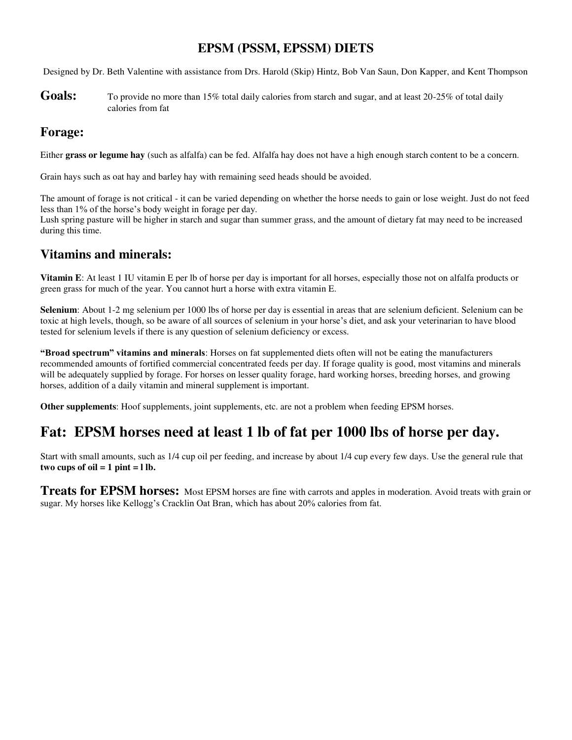# EPSM (PSSM, EPSSM) DIETS

Designed by Dr. Beth Valentine with assistance from Drs. Harold (Skip) Hintz, Bob Van Saun, Don Kapper, and Kent Thompson

**Goals:** To provide no more than 15% total daily calories from starch and sugar, and at least 20-25% of total daily calories from fat

## Forage:

Either **grass or legume hay** (such as alfalfa) can be fed. Alfalfa hay does not have a high enough starch content to be a concern.

Grain hays such as oat hay and barley hay with remaining seed heads should be avoided.

The amount of forage is not critical - it can be varied depending on whether the horse needs to gain or lose weight. Just do not feed less than 1% of the horse's body weight in forage per day.
Lush spring pasture will be higher in starch and sugar than summer grass, and the amount of dietary fat may need to be increased during this time.

## Vitamins and minerals:

**Vitamin E**: At least 1 IU vitamin E per lb of horse per day is important for all horses, especially those not on alfalfa products or green grass for much of the year. You cannot hurt a horse with extra vitamin E.

**Selenium**: About 1-2 mg selenium per 1000 lbs of horse per day is essential in areas that are selenium deficient. Selenium can be toxic at high levels, though, so be aware of all sources of selenium in your horse's diet, and ask your veterinarian to have blood tested for selenium levels if there is any question of selenium deficiency or excess.

**"Broad spectrum" vitamins and minerals**: Horses on fat supplemented diets often will not be eating the manufacturers recommended amounts of fortified commercial concentrated feeds per day. If forage quality is good, most vitamins and minerals will be adequately supplied by forage. For horses on lesser quality forage, hard working horses, breeding horses, and growing horses, addition of a daily vitamin and mineral supplement is important.

**Other supplements**: Hoof supplements, joint supplements, etc. are not a problem when feeding EPSM horses.

# Fat: EPSM horses need at least 1 lb of fat per 1000 lbs of horse per day.

Start with small amounts, such as 1/4 cup oil per feeding, and increase by about 1/4 cup every few days. Use the general rule that **two cups of oil = 1 pint = l lb.**

## Treats for EPSM horses:

Most EPSM horses are fine with carrots and apples in moderation. Avoid treats with grain or sugar. My horses like Kellogg's Cracklin Oat Bran, which has about 20% calories from fat.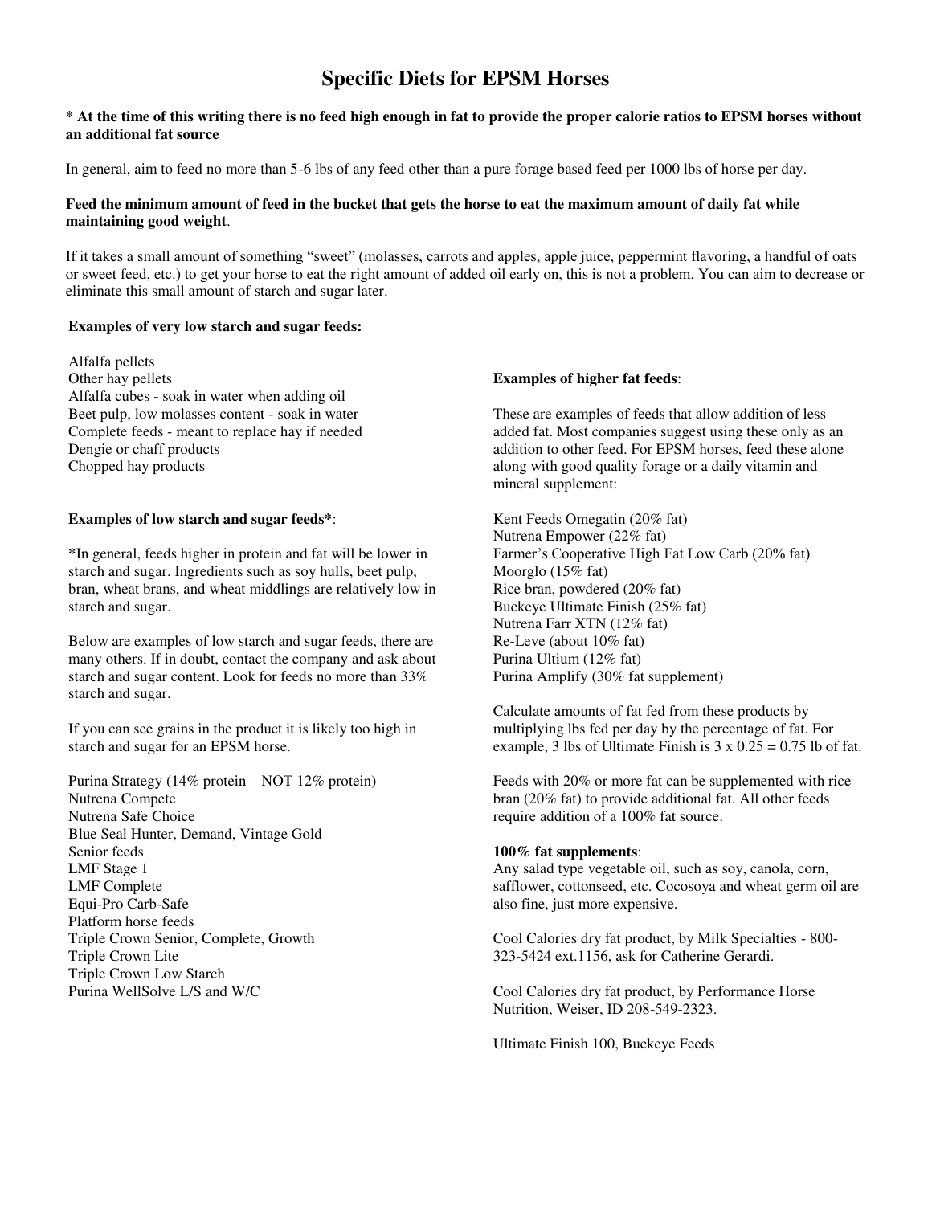# Specific Diets for EPSM Horses

**\* At the time of this writing there is no feed high enough in fat to provide the proper calorie ratios to EPSM horses without an additional fat source**

In general, aim to feed no more than 5-6 lbs of any feed other than a pure forage based feed per 1000 lbs of horse per day.

**Feed the minimum amount of feed in the bucket that gets the horse to eat the maximum amount of daily fat while maintaining good weight**.

If it takes a small amount of something "sweet" (molasses, carrots and apples, apple juice, peppermint flavoring, a handful of oats or sweet feed, etc.) to get your horse to eat the right amount of added oil early on, this is not a problem. You can aim to decrease or eliminate this small amount of starch and sugar later.

**Examples of very low starch and sugar feeds:**

Alfalfa pellets
Other hay pellets
Alfalfa cubes - soak in water when adding oil
Beet pulp, low molasses content - soak in water
Complete feeds - meant to replace hay if needed
Dengie or chaff products
Chopped hay products

**Examples of low starch and sugar feeds\***:

**\***In general, feeds higher in protein and fat will be lower in starch and sugar. Ingredients such as soy hulls, beet pulp, bran, wheat brans, and wheat middlings are relatively low in starch and sugar.

Below are examples of low starch and sugar feeds, there are many others. If in doubt, contact the company and ask about starch and sugar content. Look for feeds no more than 33% starch and sugar.

If you can see grains in the product it is likely too high in starch and sugar for an EPSM horse.

Purina Strategy (14% protein – NOT 12% protein)
Nutrena Compete
Nutrena Safe Choice
Blue Seal Hunter, Demand, Vintage Gold
Senior feeds
LMF Stage 1
LMF Complete
Equi-Pro Carb-Safe
Platform horse feeds
Triple Crown Senior, Complete, Growth
Triple Crown Lite
Triple Crown Low Starch
Purina WellSolve L/S and W/C

**Examples of higher fat feeds**:

These are examples of feeds that allow addition of less added fat. Most companies suggest using these only as an addition to other feed. For EPSM horses, feed these alone along with good quality forage or a daily vitamin and mineral supplement:

Kent Feeds Omegatin (20% fat)
Nutrena Empower (22% fat)
Farmer's Cooperative High Fat Low Carb (20% fat)
Moorglo (15% fat)
Rice bran, powdered (20% fat)
Buckeye Ultimate Finish (25% fat)
Nutrena Farr XTN (12% fat)
Re-Leve (about 10% fat)
Purina Ultium (12% fat)
Purina Amplify (30% fat supplement)

Calculate amounts of fat fed from these products by multiplying lbs fed per day by the percentage of fat. For example, 3 lbs of Ultimate Finish is $3 \times 0.25 = 0.75$ lb of fat.

Feeds with 20% or more fat can be supplemented with rice bran (20% fat) to provide additional fat. All other feeds require addition of a 100% fat source.

**100% fat supplements**:
Any salad type vegetable oil, such as soy, canola, corn, safflower, cottonseed, etc. Cocosoya and wheat germ oil are also fine, just more expensive.

Cool Calories dry fat product, by Milk Specialties - 800-323-5424 ext.1156, ask for Catherine Gerardi.

Cool Calories dry fat product, by Performance Horse Nutrition, Weiser, ID 208-549-2323.

Ultimate Finish 100, Buckeye Feeds